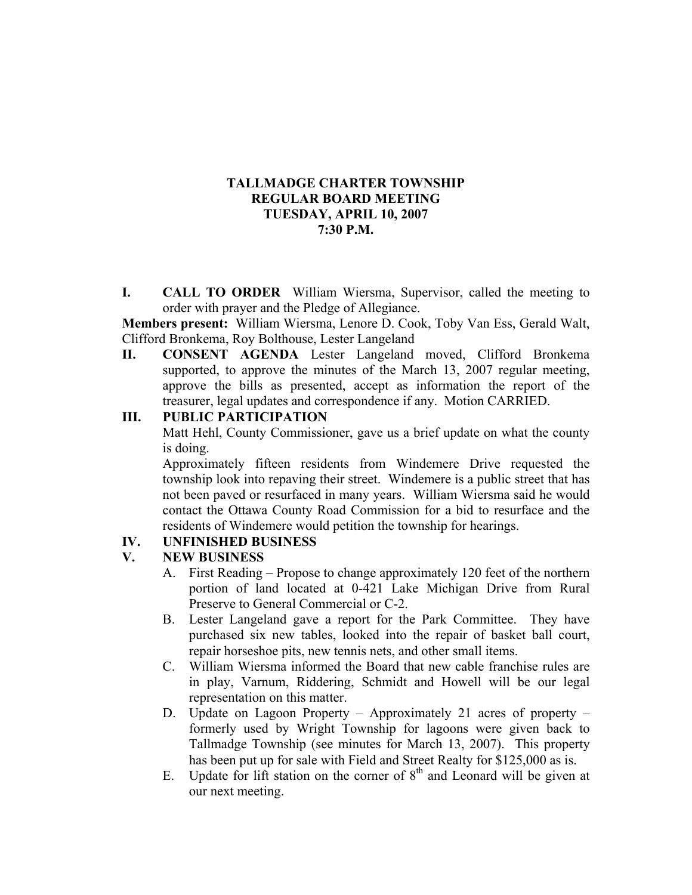**TALLMADGE CHARTER TOWNSHIP**
**REGULAR BOARD MEETING**
**TUESDAY, APRIL 10, 2007**
**7:30 P.M.**

**I. CALL TO ORDER** William Wiersma, Supervisor, called the meeting to order with prayer and the Pledge of Allegiance.

**Members present:** William Wiersma, Lenore D. Cook, Toby Van Ess, Gerald Walt, Clifford Bronkema, Roy Bolthouse, Lester Langeland

**II. CONSENT AGENDA** Lester Langeland moved, Clifford Bronkema supported, to approve the minutes of the March 13, 2007 regular meeting, approve the bills as presented, accept as information the report of the treasurer, legal updates and correspondence if any. Motion CARRIED.

**III. PUBLIC PARTICIPATION**

Matt Hehl, County Commissioner, gave us a brief update on what the county is doing.

Approximately fifteen residents from Windemere Drive requested the township look into repaving their street. Windemere is a public street that has not been paved or resurfaced in many years. William Wiersma said he would contact the Ottawa County Road Commission for a bid to resurface and the residents of Windemere would petition the township for hearings.

**IV. UNFINISHED BUSINESS**

**V. NEW BUSINESS**

A. First Reading – Propose to change approximately 120 feet of the northern portion of land located at 0-421 Lake Michigan Drive from Rural Preserve to General Commercial or C-2.

B. Lester Langeland gave a report for the Park Committee. They have purchased six new tables, looked into the repair of basket ball court, repair horseshoe pits, new tennis nets, and other small items.

C. William Wiersma informed the Board that new cable franchise rules are in play, Varnum, Riddering, Schmidt and Howell will be our legal representation on this matter.

D. Update on Lagoon Property – Approximately 21 acres of property – formerly used by Wright Township for lagoons were given back to Tallmadge Township (see minutes for March 13, 2007). This property has been put up for sale with Field and Street Realty for $125,000 as is.

E. Update for lift station on the corner of 8th and Leonard will be given at our next meeting.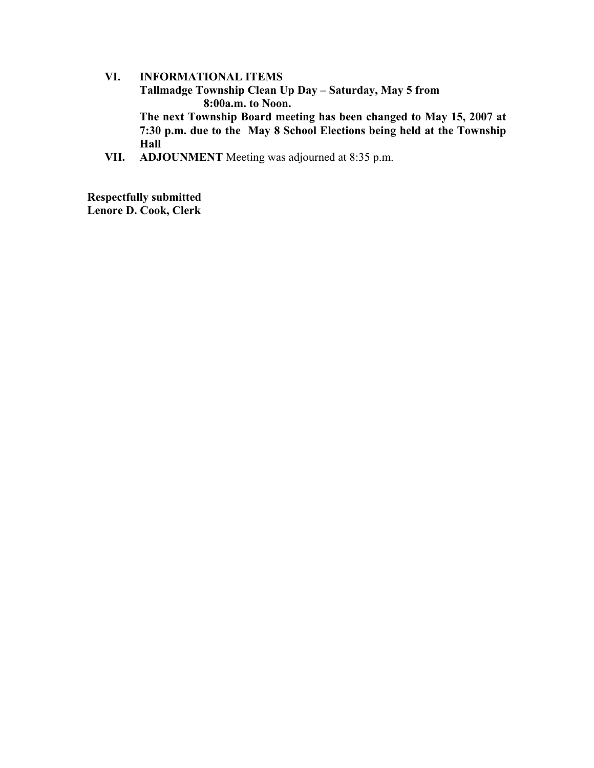**VI. INFORMATIONAL ITEMS**

**Tallmadge Township Clean Up Day – Saturday, May 5 from 8:00a.m. to Noon.**

**The next Township Board meeting has been changed to May 15, 2007 at 7:30 p.m. due to the May 8 School Elections being held at the Township Hall**

**VII. ADJOUNMENT** Meeting was adjourned at 8:35 p.m.

**Respectfully submitted**
**Lenore D. Cook, Clerk**